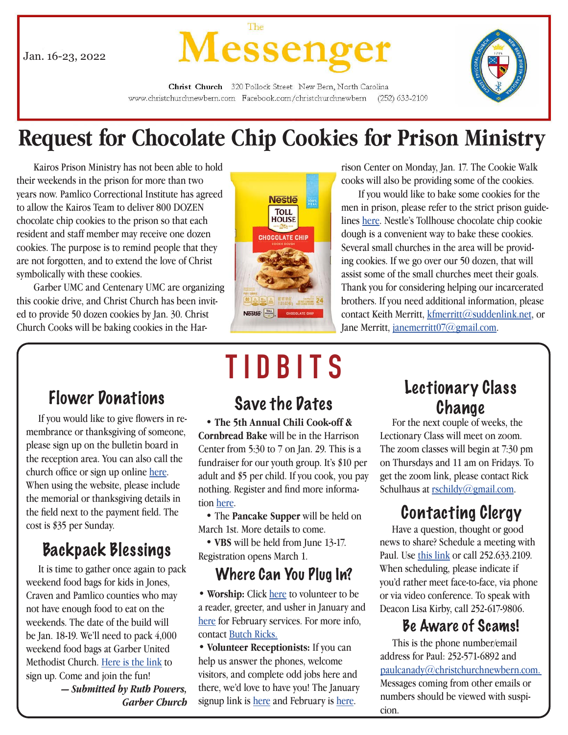Jan. 16-23, 2022

# The Messenger

**Christ Church** 320 Pollock Street New Bern, North Carolina
www.christchurchnewbern.com Facebook.com/christchurchnewbern (252) 633-2109

# Request for Chocolate Chip Cookies for Prison Ministry

Kairos Prison Ministry has not been able to hold their weekends in the prison for more than two years now. Pamlico Correctional Institute has agreed to allow the Kairos Team to deliver 800 DOZEN chocolate chip cookies to the prison so that each resident and staff member may receive one dozen cookies. The purpose is to remind people that they are not forgotten, and to extend the love of Christ symbolically with these cookies.

Garber UMC and Centenary UMC are organizing this cookie drive, and Christ Church has been invited to provide 50 dozen cookies by Jan. 30. Christ Church Cooks will be baking cookies in the Harrison Center on Monday, Jan. 17. The Cookie Walk cooks will also be providing some of the cookies.

If you would like to bake some cookies for the men in prison, please refer to the strict prison guidelines here. Nestle's Tollhouse chocolate chip cookie dough is a convenient way to bake these cookies. Several small churches in the area will be providing cookies. If we go over our 50 dozen, that will assist some of the small churches meet their goals. Thank you for considering helping our incarcerated brothers. If you need additional information, please contact Keith Merritt, kfmerritt@suddenlink.net, or Jane Merritt, janemerritt07@gmail.com.

# TIDBITS

## Flower Donations

If you would like to give flowers in remembrance or thanksgiving of someone, please sign up on the bulletin board in the reception area. You can also call the church office or sign up online here. When using the website, please include the memorial or thanksgiving details in the field next to the payment field. The cost is $35 per Sunday.

## Backpack Blessings

It is time to gather once again to pack weekend food bags for kids in Jones, Craven and Pamlico counties who may not have enough food to eat on the weekends. The date of the build will be Jan. 18-19. We'll need to pack 4,000 weekend food bags at Garber United Methodist Church. Here is the link to sign up. Come and join the fun!

***— Submitted by Ruth Powers, Garber Church***

## Save the Dates

- **The 5th Annual Chili Cook-off & Cornbread Bake** will be in the Harrison Center from 5:30 to 7 on Jan. 29. This is a fundraiser for our youth group. It's $10 per adult and $5 per child. If you cook, you pay nothing. Register and find more information here.
- The **Pancake Supper** will be held on March 1st. More details to come.
- **VBS** will be held from June 13-17. Registration opens March 1.

## Where Can You Plug In?

- **Worship:** Click here to volunteer to be a reader, greeter, and usher in January and here for February services. For more info, contact Butch Ricks.
- **Volunteer Receptionists:** If you can help us answer the phones, welcome visitors, and complete odd jobs here and there, we'd love to have you! The January signup link is here and February is here.

## Lectionary Class Change

For the next couple of weeks, the Lectionary Class will meet on zoom. The zoom classes will begin at 7:30 pm on Thursdays and 11 am on Fridays. To get the zoom link, please contact Rick Schulhaus at rschildy@gmail.com.

## Contacting Clergy

Have a question, thought or good news to share? Schedule a meeting with Paul. Use this link or call 252.633.2109. When scheduling, please indicate if you'd rather meet face-to-face, via phone or via video conference. To speak with Deacon Lisa Kirby, call 252-617-9806.

## Be Aware of Scams!

This is the phone number/email address for Paul: 252-571-6892 and paulcanady@christchurchnewbern.com. Messages coming from other emails or numbers should be viewed with suspicion.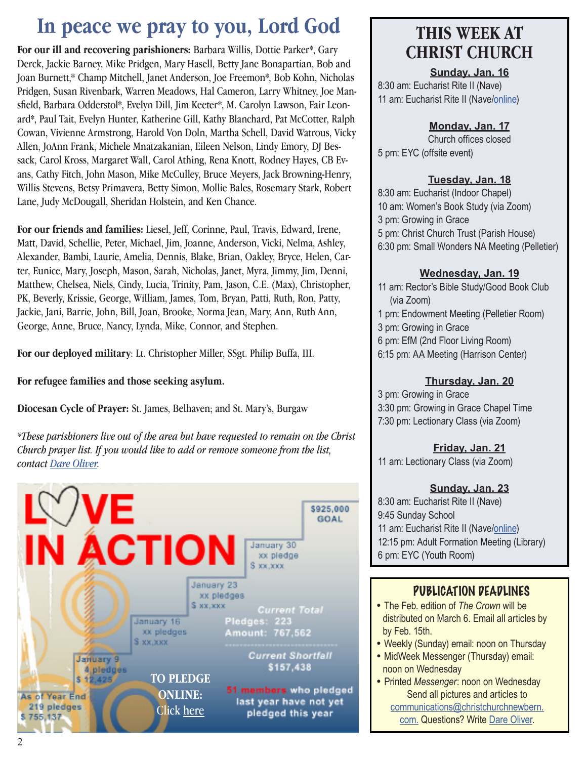# In peace we pray to you, Lord God

**For our ill and recovering parishioners:** Barbara Willis, Dottie Parker*, Gary Derck, Jackie Barney, Mike Pridgen, Mary Hasell, Betty Jane Bonapartian, Bob and Joan Burnett,* Champ Mitchell, Janet Anderson, Joe Freemon*, Bob Kohn, Nicholas Pridgen, Susan Rivenbark, Warren Meadows, Hal Cameron, Larry Whitney, Joe Mansfield, Barbara Odderstol*, Evelyn Dill, Jim Keeter*, M. Carolyn Lawson, Fair Leonard*, Paul Tait, Evelyn Hunter, Katherine Gill, Kathy Blanchard, Pat McCotter, Ralph Cowan, Vivienne Armstrong, Harold Von Doln, Martha Schell, David Watrous, Vicky Allen, JoAnn Frank, Michele Mnatzakanian, Eileen Nelson, Lindy Emory, DJ Bessack, Carol Kross, Margaret Wall, Carol Athing, Rena Knott, Rodney Hayes, CB Evans, Cathy Fitch, John Mason, Mike McCulley, Bruce Meyers, Jack Browning-Henry, Willis Stevens, Betsy Primavera, Betty Simon, Mollie Bales, Rosemary Stark, Robert Lane, Judy McDougall, Sheridan Holstein, and Ken Chance.

**For our friends and families:** Liesel, Jeff, Corinne, Paul, Travis, Edward, Irene, Matt, David, Schellie, Peter, Michael, Jim, Joanne, Anderson, Vicki, Nelma, Ashley, Alexander, Bambi, Laurie, Amelia, Dennis, Blake, Brian, Oakley, Bryce, Helen, Carter, Eunice, Mary, Joseph, Mason, Sarah, Nicholas, Janet, Myra, Jimmy, Jim, Denni, Matthew, Chelsea, Niels, Cindy, Lucia, Trinity, Pam, Jason, C.E. (Max), Christopher, PK, Beverly, Krissie, George, William, James, Tom, Bryan, Patti, Ruth, Ron, Patty, Jackie, Jani, Barrie, John, Bill, Joan, Brooke, Norma Jean, Mary, Ann, Ruth Ann, George, Anne, Bruce, Nancy, Lynda, Mike, Connor, and Stephen.

**For our deployed military**: Lt. Christopher Miller, SSgt. Philip Buffa, III.

**For refugee families and those seeking asylum.**

**Diocesan Cycle of Prayer:** St. James, Belhaven; and St. Mary's, Burgaw

*\*These parishioners live out of the area but have requested to remain on the Christ Church prayer list. If you would like to add or remove someone from the list, contact Dare Oliver.*

LOVE IN ACTION

$925,000 GOAL

January 30
xx pledge
$ xx,xxx

January 23
xx pledges
$ xx,xxx

January 16
xx pledges
$ xx,xxx

January 9
4 pledges
$ 12,425

As of Year End
219 pledges
$ 755,137

Current Total
Pledges: 223
Amount: 767,562

Current Shortfall
$157,438

51 members who pledged last year have not yet pledged this year

TO PLEDGE ONLINE: Click here

# THIS WEEK AT CHRIST CHURCH

**Sunday, Jan. 16**
8:30 am: Eucharist Rite II (Nave)
11 am: Eucharist Rite II (Nave/online)

**Monday, Jan. 17**
Church offices closed
5 pm: EYC (offsite event)

**Tuesday, Jan. 18**
8:30 am: Eucharist (Indoor Chapel)
10 am: Women's Book Study (via Zoom)
3 pm: Growing in Grace
5 pm: Christ Church Trust (Parish House)
6:30 pm: Small Wonders NA Meeting (Pelletier)

**Wednesday, Jan. 19**
11 am: Rector's Bible Study/Good Book Club (via Zoom)
1 pm: Endowment Meeting (Pelletier Room)
3 pm: Growing in Grace
6 pm: EfM (2nd Floor Living Room)
6:15 pm: AA Meeting (Harrison Center)

**Thursday, Jan. 20**
3 pm: Growing in Grace
3:30 pm: Growing in Grace Chapel Time
7:30 pm: Lectionary Class (via Zoom)

**Friday, Jan. 21**
11 am: Lectionary Class (via Zoom)

**Sunday, Jan. 23**
8:30 am: Eucharist Rite II (Nave)
9:45 Sunday School
11 am: Eucharist Rite II (Nave/online)
12:15 pm: Adult Formation Meeting (Library)
6 pm: EYC (Youth Room)

## PUBLICATION DEADLINES

- The Feb. edition of *The Crown* will be distributed on March 6. Email all articles by by Feb. 15th.
- Weekly (Sunday) email: noon on Thursday
- MidWeek Messenger (Thursday) email: noon on Wednesday
- Printed *Messenger*: noon on Wednesday

Send all pictures and articles to communications@christchurchnewbern.com. Questions? Write Dare Oliver.